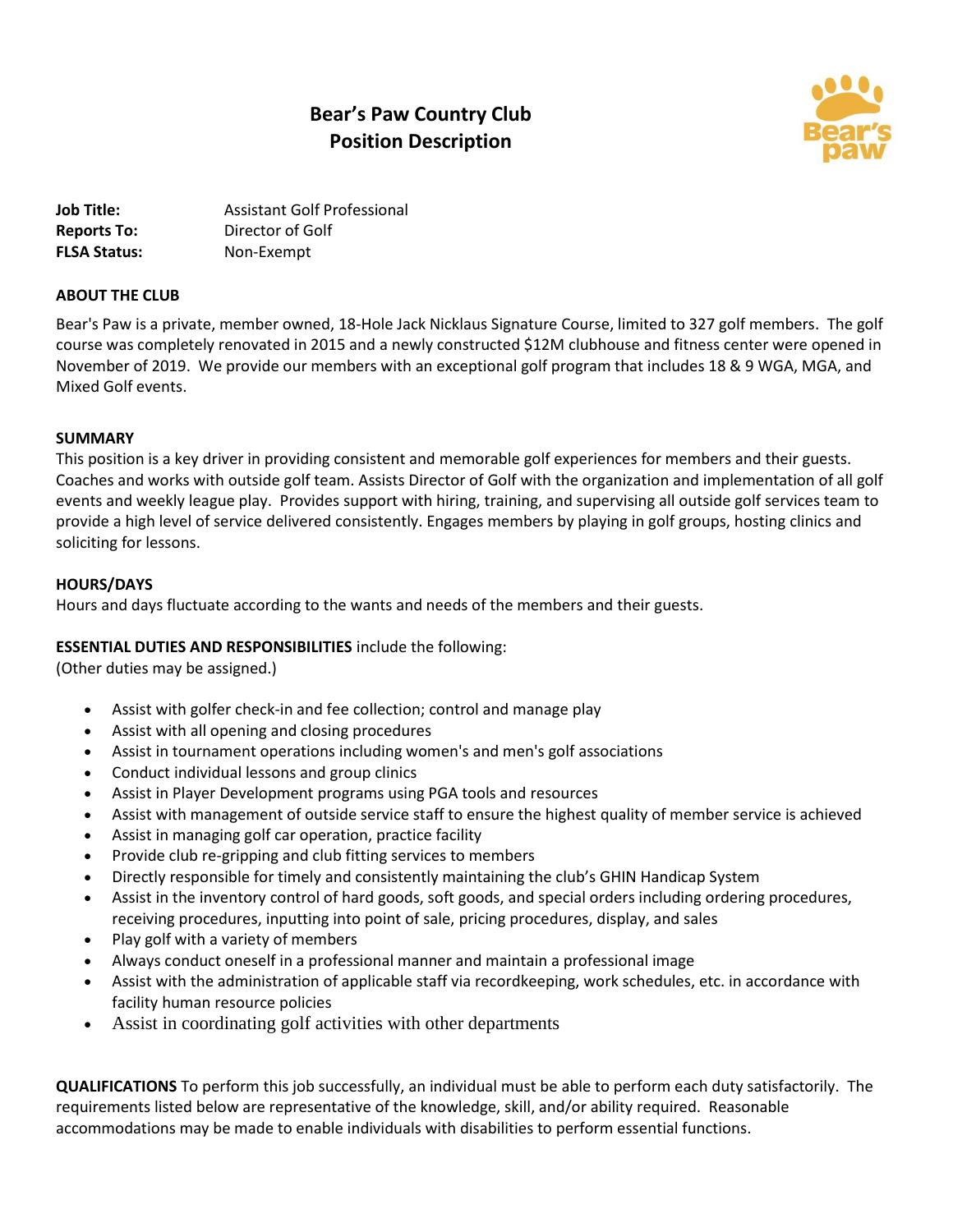# Bear's Paw Country Club
## Position Description

**Job Title:** Assistant Golf Professional
**Reports To:** Director of Golf
**FLSA Status:** Non-Exempt

**ABOUT THE CLUB**

Bear's Paw is a private, member owned, 18-Hole Jack Nicklaus Signature Course, limited to 327 golf members. The golf course was completely renovated in 2015 and a newly constructed $12M clubhouse and fitness center were opened in November of 2019. We provide our members with an exceptional golf program that includes 18 & 9 WGA, MGA, and Mixed Golf events.

**SUMMARY**

This position is a key driver in providing consistent and memorable golf experiences for members and their guests. Coaches and works with outside golf team. Assists Director of Golf with the organization and implementation of all golf events and weekly league play. Provides support with hiring, training, and supervising all outside golf services team to provide a high level of service delivered consistently. Engages members by playing in golf groups, hosting clinics and soliciting for lessons.

**HOURS/DAYS**

Hours and days fluctuate according to the wants and needs of the members and their guests.

**ESSENTIAL DUTIES AND RESPONSIBILITIES** include the following:
(Other duties may be assigned.)

- Assist with golfer check-in and fee collection; control and manage play
- Assist with all opening and closing procedures
- Assist in tournament operations including women's and men's golf associations
- Conduct individual lessons and group clinics
- Assist in Player Development programs using PGA tools and resources
- Assist with management of outside service staff to ensure the highest quality of member service is achieved
- Assist in managing golf car operation, practice facility
- Provide club re-gripping and club fitting services to members
- Directly responsible for timely and consistently maintaining the club's GHIN Handicap System
- Assist in the inventory control of hard goods, soft goods, and special orders including ordering procedures, receiving procedures, inputting into point of sale, pricing procedures, display, and sales
- Play golf with a variety of members
- Always conduct oneself in a professional manner and maintain a professional image
- Assist with the administration of applicable staff via recordkeeping, work schedules, etc. in accordance with facility human resource policies
- Assist in coordinating golf activities with other departments

**QUALIFICATIONS** To perform this job successfully, an individual must be able to perform each duty satisfactorily. The requirements listed below are representative of the knowledge, skill, and/or ability required. Reasonable accommodations may be made to enable individuals with disabilities to perform essential functions.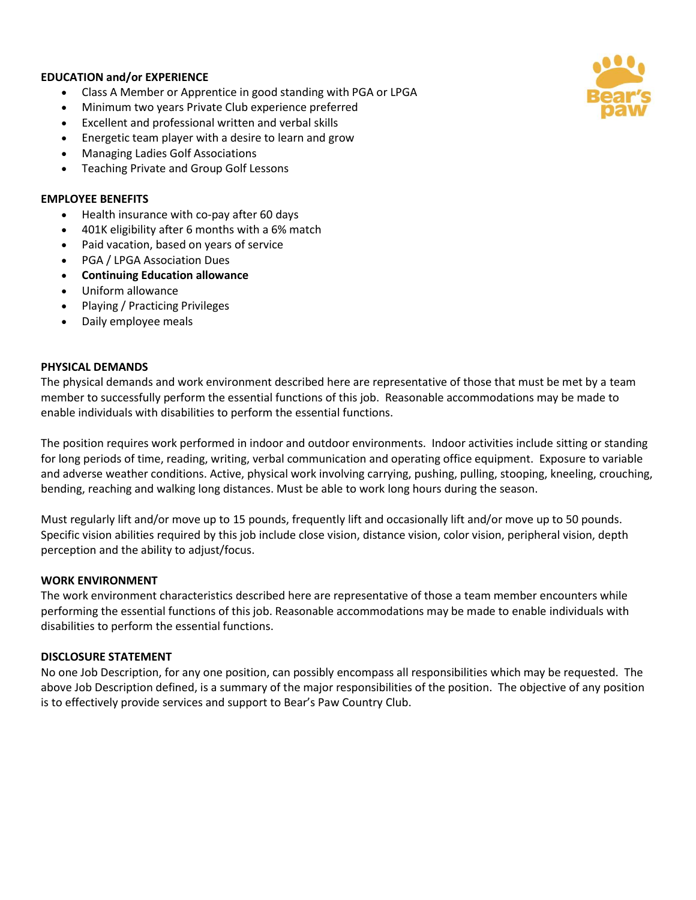**EDUCATION and/or EXPERIENCE**

- Class A Member or Apprentice in good standing with PGA or LPGA
- Minimum two years Private Club experience preferred
- Excellent and professional written and verbal skills
- Energetic team player with a desire to learn and grow
- Managing Ladies Golf Associations
- Teaching Private and Group Golf Lessons

**EMPLOYEE BENEFITS**

- Health insurance with co-pay after 60 days
- 401K eligibility after 6 months with a 6% match
- Paid vacation, based on years of service
- PGA / LPGA Association Dues
- **Continuing Education allowance**
- Uniform allowance
- Playing / Practicing Privileges
- Daily employee meals

**PHYSICAL DEMANDS**

The physical demands and work environment described here are representative of those that must be met by a team member to successfully perform the essential functions of this job. Reasonable accommodations may be made to enable individuals with disabilities to perform the essential functions.

The position requires work performed in indoor and outdoor environments. Indoor activities include sitting or standing for long periods of time, reading, writing, verbal communication and operating office equipment. Exposure to variable and adverse weather conditions. Active, physical work involving carrying, pushing, pulling, stooping, kneeling, crouching, bending, reaching and walking long distances. Must be able to work long hours during the season.

Must regularly lift and/or move up to 15 pounds, frequently lift and occasionally lift and/or move up to 50 pounds. Specific vision abilities required by this job include close vision, distance vision, color vision, peripheral vision, depth perception and the ability to adjust/focus.

**WORK ENVIRONMENT**

The work environment characteristics described here are representative of those a team member encounters while performing the essential functions of this job. Reasonable accommodations may be made to enable individuals with disabilities to perform the essential functions.

**DISCLOSURE STATEMENT**

No one Job Description, for any one position, can possibly encompass all responsibilities which may be requested. The above Job Description defined, is a summary of the major responsibilities of the position. The objective of any position is to effectively provide services and support to Bear's Paw Country Club.